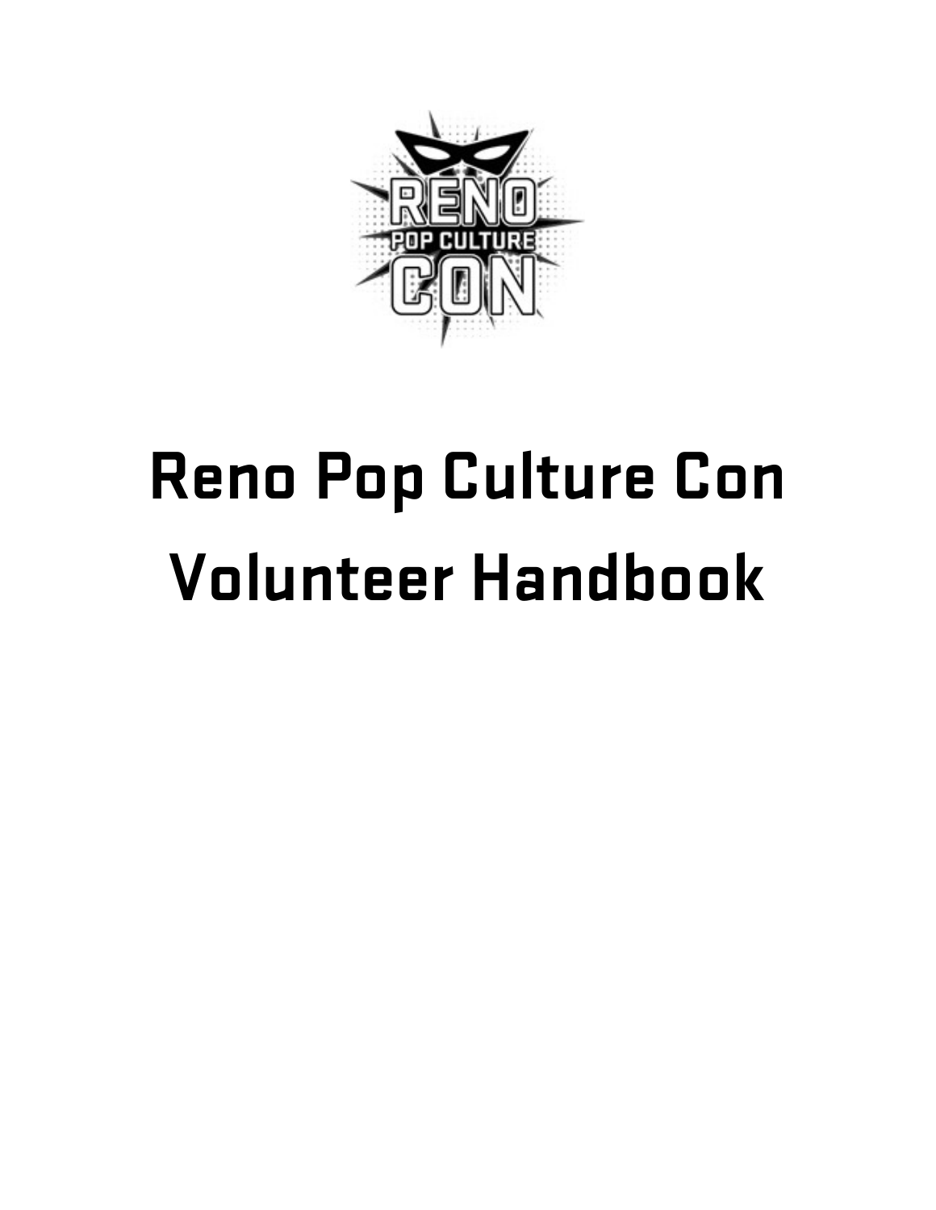# Reno Pop Culture Con Volunteer Handbook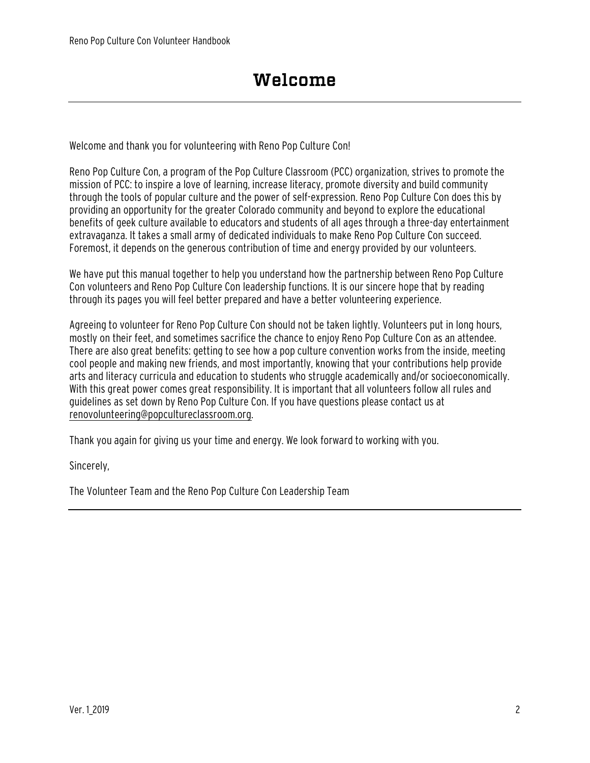# Welcome

Welcome and thank you for volunteering with Reno Pop Culture Con!

Reno Pop Culture Con, a program of the Pop Culture Classroom (PCC) organization, strives to promote the mission of PCC: to inspire a love of learning, increase literacy, promote diversity and build community through the tools of popular culture and the power of self-expression. Reno Pop Culture Con does this by providing an opportunity for the greater Colorado community and beyond to explore the educational benefits of geek culture available to educators and students of all ages through a three-day entertainment extravaganza. It takes a small army of dedicated individuals to make Reno Pop Culture Con succeed. Foremost, it depends on the generous contribution of time and energy provided by our volunteers.

We have put this manual together to help you understand how the partnership between Reno Pop Culture Con volunteers and Reno Pop Culture Con leadership functions. It is our sincere hope that by reading through its pages you will feel better prepared and have a better volunteering experience.

Agreeing to volunteer for Reno Pop Culture Con should not be taken lightly. Volunteers put in long hours, mostly on their feet, and sometimes sacrifice the chance to enjoy Reno Pop Culture Con as an attendee. There are also great benefits: getting to see how a pop culture convention works from the inside, meeting cool people and making new friends, and most importantly, knowing that your contributions help provide arts and literacy curricula and education to students who struggle academically and/or socioeconomically. With this great power comes great responsibility. It is important that all volunteers follow all rules and guidelines as set down by Reno Pop Culture Con. If you have questions please contact us at renovolunteering@popcultureclassroom.org.

Thank you again for giving us your time and energy. We look forward to working with you.

Sincerely,

The Volunteer Team and the Reno Pop Culture Con Leadership Team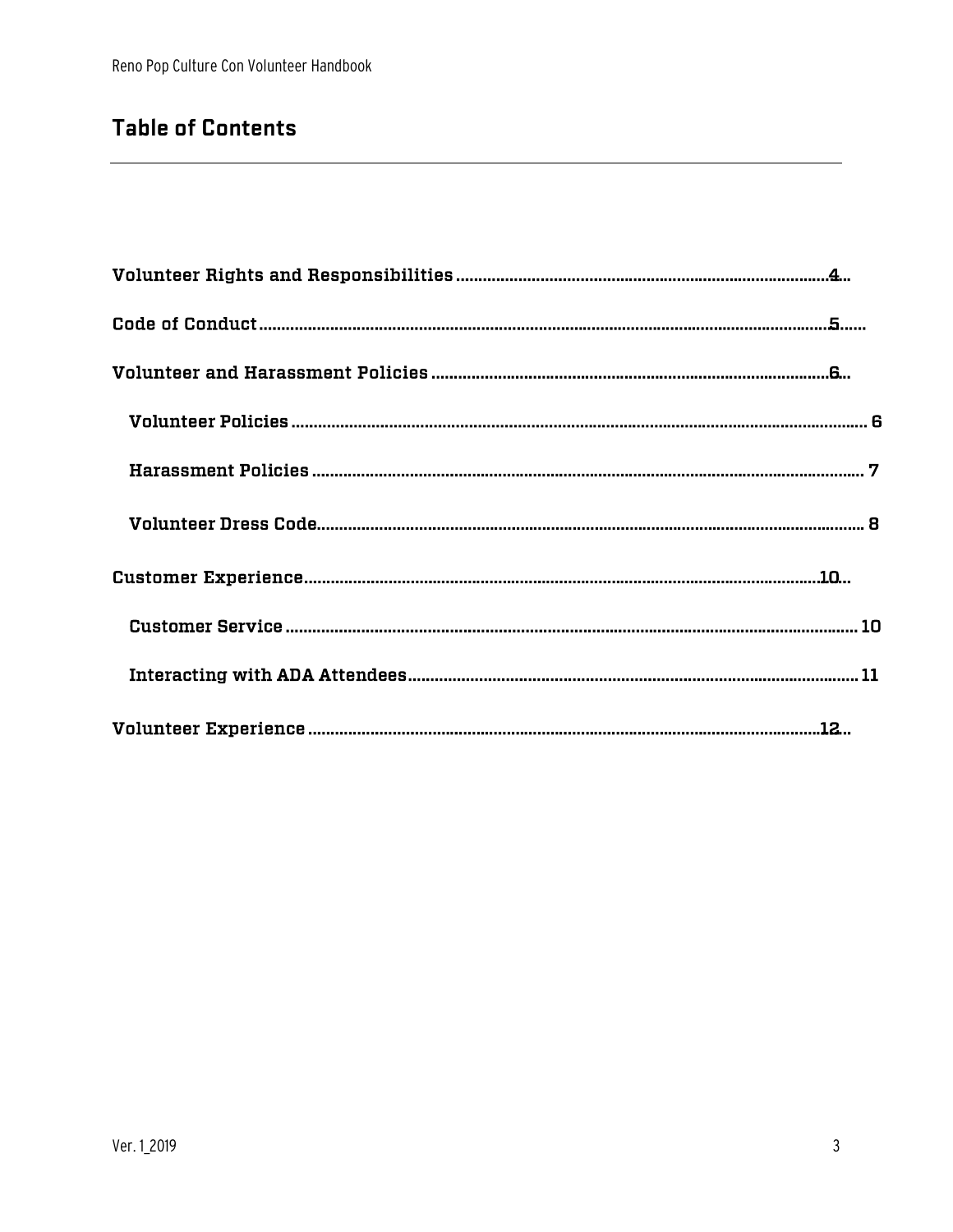## Table of Contents

Volunteer Rights and Responsibilities .......... 4

Code of Conduct .......... 5

Volunteer and Harassment Policies .......... 6

- Volunteer Policies .......... 6
- Harassment Policies .......... 7
- Volunteer Dress Code .......... 8

Customer Experience .......... 10

- Customer Service .......... 10
- Interacting with ADA Attendees .......... 11

Volunteer Experience .......... 12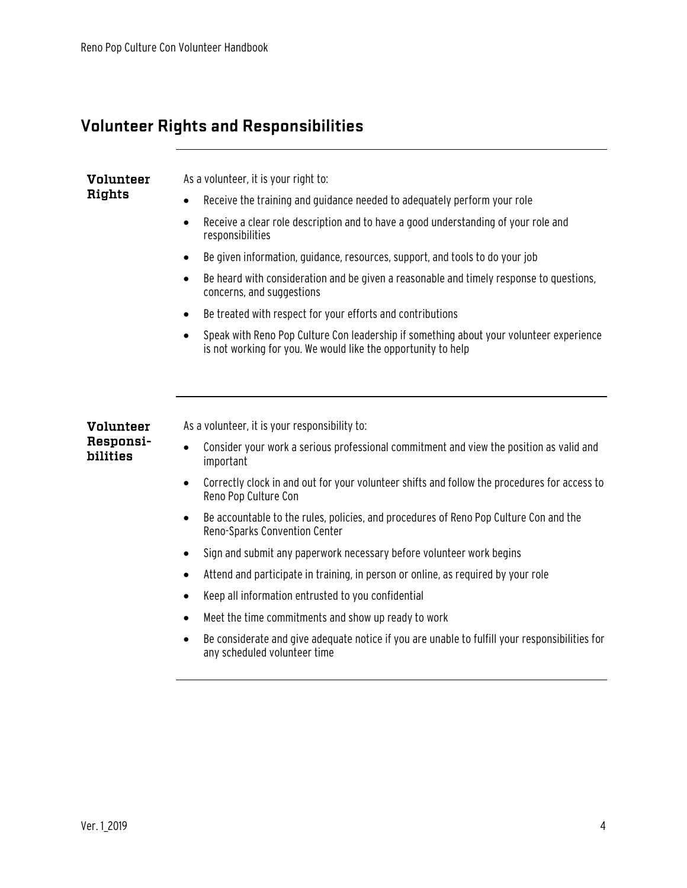## Volunteer Rights and Responsibilities

### Volunteer Rights

As a volunteer, it is your right to:

- Receive the training and guidance needed to adequately perform your role
- Receive a clear role description and to have a good understanding of your role and responsibilities
- Be given information, guidance, resources, support, and tools to do your job
- Be heard with consideration and be given a reasonable and timely response to questions, concerns, and suggestions
- Be treated with respect for your efforts and contributions
- Speak with Reno Pop Culture Con leadership if something about your volunteer experience is not working for you. We would like the opportunity to help

### Volunteer Responsibilities

As a volunteer, it is your responsibility to:

- Consider your work a serious professional commitment and view the position as valid and important
- Correctly clock in and out for your volunteer shifts and follow the procedures for access to Reno Pop Culture Con
- Be accountable to the rules, policies, and procedures of Reno Pop Culture Con and the Reno-Sparks Convention Center
- Sign and submit any paperwork necessary before volunteer work begins
- Attend and participate in training, in person or online, as required by your role
- Keep all information entrusted to you confidential
- Meet the time commitments and show up ready to work
- Be considerate and give adequate notice if you are unable to fulfill your responsibilities for any scheduled volunteer time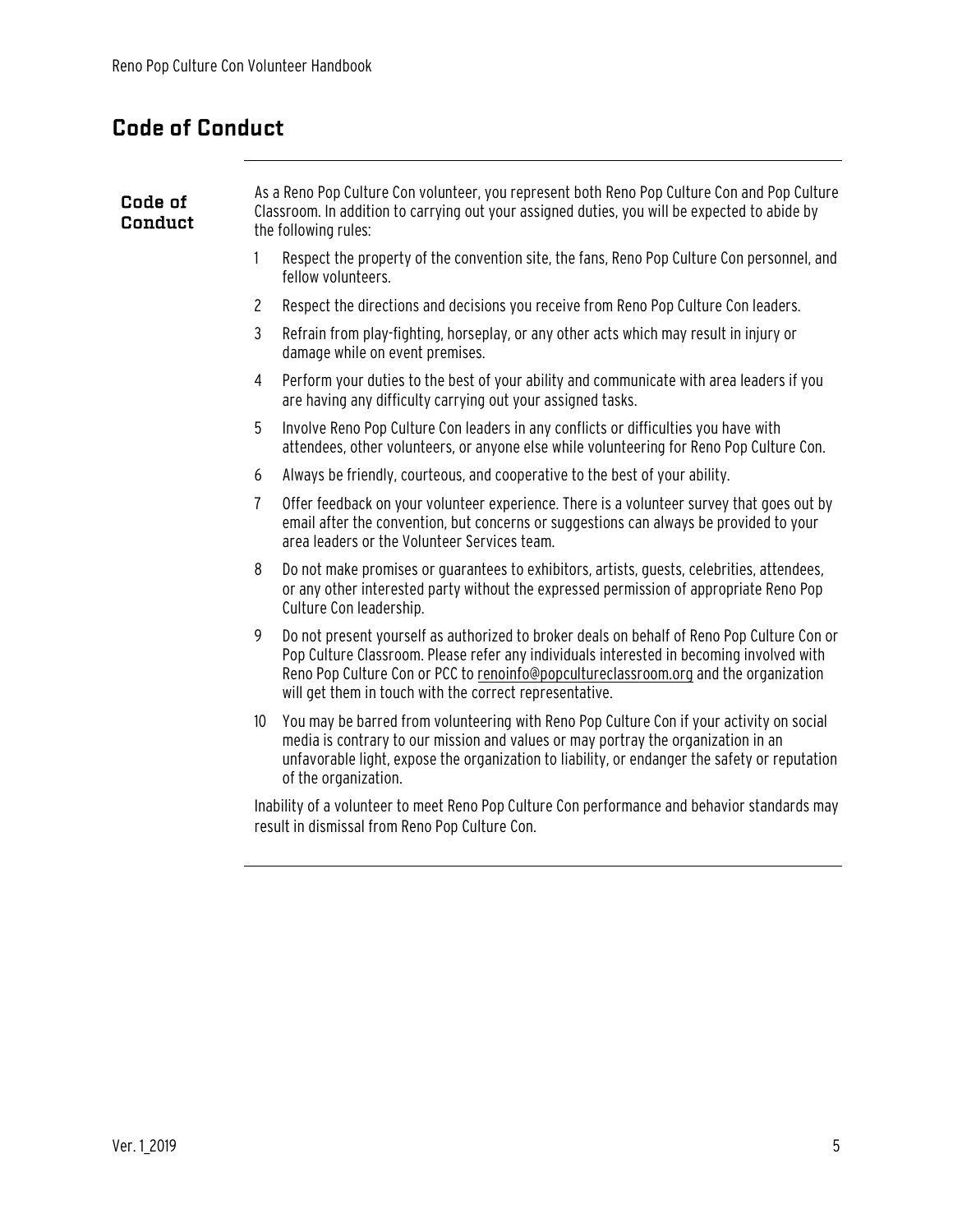# Code of Conduct

### Code of Conduct

As a Reno Pop Culture Con volunteer, you represent both Reno Pop Culture Con and Pop Culture Classroom. In addition to carrying out your assigned duties, you will be expected to abide by the following rules:

1. Respect the property of the convention site, the fans, Reno Pop Culture Con personnel, and fellow volunteers.
2. Respect the directions and decisions you receive from Reno Pop Culture Con leaders.
3. Refrain from play-fighting, horseplay, or any other acts which may result in injury or damage while on event premises.
4. Perform your duties to the best of your ability and communicate with area leaders if you are having any difficulty carrying out your assigned tasks.
5. Involve Reno Pop Culture Con leaders in any conflicts or difficulties you have with attendees, other volunteers, or anyone else while volunteering for Reno Pop Culture Con.
6. Always be friendly, courteous, and cooperative to the best of your ability.
7. Offer feedback on your volunteer experience. There is a volunteer survey that goes out by email after the convention, but concerns or suggestions can always be provided to your area leaders or the Volunteer Services team.
8. Do not make promises or guarantees to exhibitors, artists, guests, celebrities, attendees, or any other interested party without the expressed permission of appropriate Reno Pop Culture Con leadership.
9. Do not present yourself as authorized to broker deals on behalf of Reno Pop Culture Con or Pop Culture Classroom. Please refer any individuals interested in becoming involved with Reno Pop Culture Con or PCC to renoinfo@popcultureclassroom.org and the organization will get them in touch with the correct representative.
10. You may be barred from volunteering with Reno Pop Culture Con if your activity on social media is contrary to our mission and values or may portray the organization in an unfavorable light, expose the organization to liability, or endanger the safety or reputation of the organization.

Inability of a volunteer to meet Reno Pop Culture Con performance and behavior standards may result in dismissal from Reno Pop Culture Con.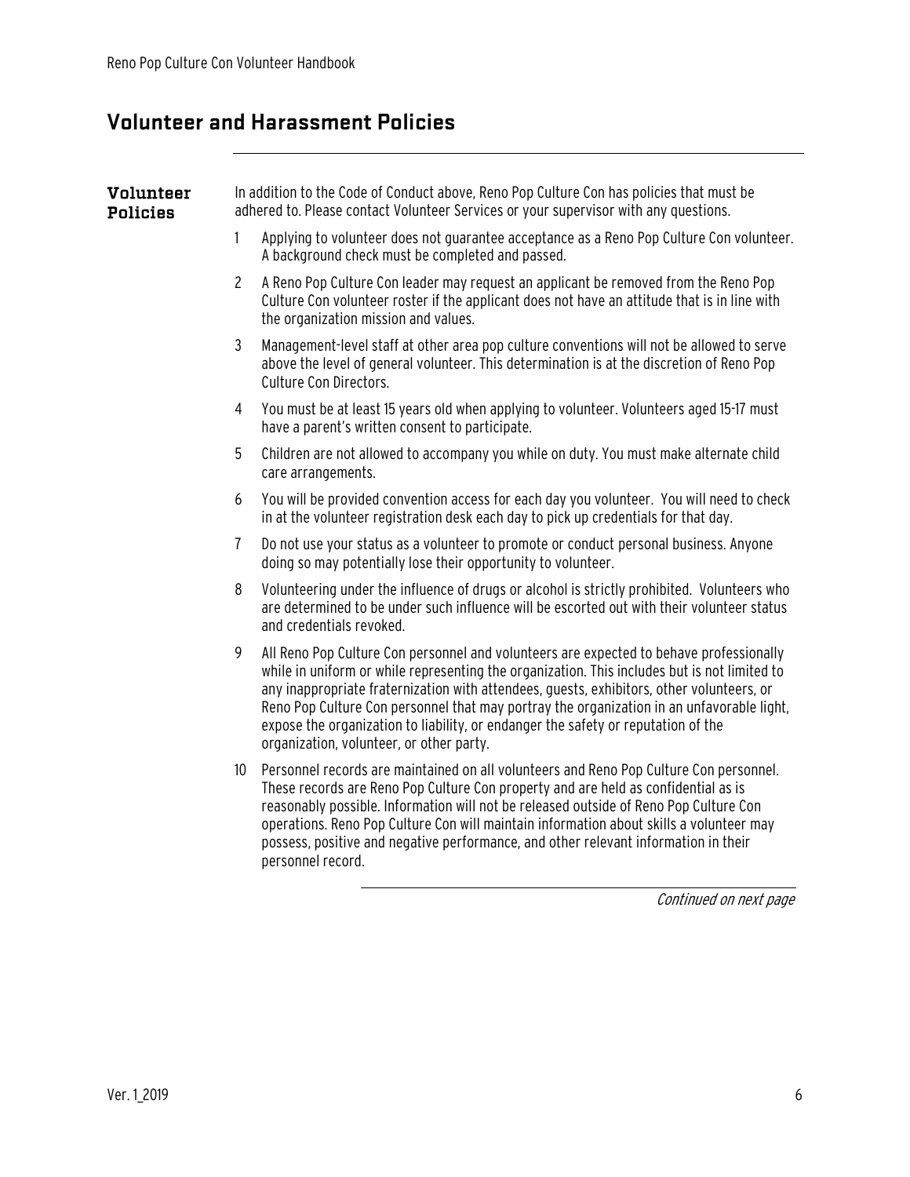## Volunteer and Harassment Policies

### Volunteer Policies

In addition to the Code of Conduct above, Reno Pop Culture Con has policies that must be adhered to. Please contact Volunteer Services or your supervisor with any questions.

1. Applying to volunteer does not guarantee acceptance as a Reno Pop Culture Con volunteer. A background check must be completed and passed.
2. A Reno Pop Culture Con leader may request an applicant be removed from the Reno Pop Culture Con volunteer roster if the applicant does not have an attitude that is in line with the organization mission and values.
3. Management-level staff at other area pop culture conventions will not be allowed to serve above the level of general volunteer. This determination is at the discretion of Reno Pop Culture Con Directors.
4. You must be at least 15 years old when applying to volunteer. Volunteers aged 15-17 must have a parent's written consent to participate.
5. Children are not allowed to accompany you while on duty. You must make alternate child care arrangements.
6. You will be provided convention access for each day you volunteer. You will need to check in at the volunteer registration desk each day to pick up credentials for that day.
7. Do not use your status as a volunteer to promote or conduct personal business. Anyone doing so may potentially lose their opportunity to volunteer.
8. Volunteering under the influence of drugs or alcohol is strictly prohibited. Volunteers who are determined to be under such influence will be escorted out with their volunteer status and credentials revoked.
9. All Reno Pop Culture Con personnel and volunteers are expected to behave professionally while in uniform or while representing the organization. This includes but is not limited to any inappropriate fraternization with attendees, guests, exhibitors, other volunteers, or Reno Pop Culture Con personnel that may portray the organization in an unfavorable light, expose the organization to liability, or endanger the safety or reputation of the organization, volunteer, or other party.
10. Personnel records are maintained on all volunteers and Reno Pop Culture Con personnel. These records are Reno Pop Culture Con property and are held as confidential as is reasonably possible. Information will not be released outside of Reno Pop Culture Con operations. Reno Pop Culture Con will maintain information about skills a volunteer may possess, positive and negative performance, and other relevant information in their personnel record.

*Continued on next page*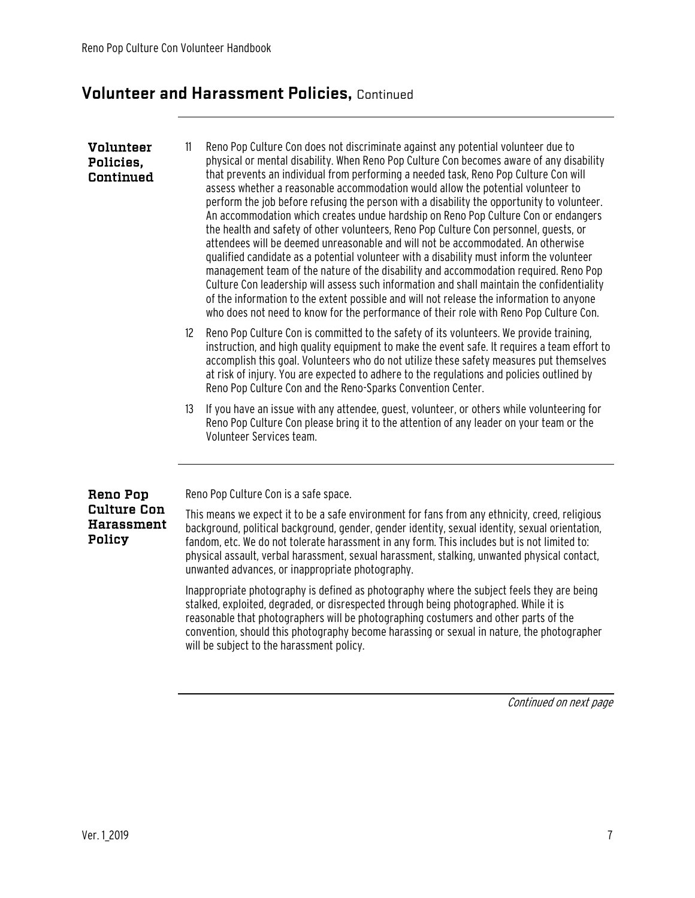## Volunteer and Harassment Policies, Continued

### Volunteer Policies, Continued

11. Reno Pop Culture Con does not discriminate against any potential volunteer due to physical or mental disability. When Reno Pop Culture Con becomes aware of any disability that prevents an individual from performing a needed task, Reno Pop Culture Con will assess whether a reasonable accommodation would allow the potential volunteer to perform the job before refusing the person with a disability the opportunity to volunteer. An accommodation which creates undue hardship on Reno Pop Culture Con or endangers the health and safety of other volunteers, Reno Pop Culture Con personnel, guests, or attendees will be deemed unreasonable and will not be accommodated. An otherwise qualified candidate as a potential volunteer with a disability must inform the volunteer management team of the nature of the disability and accommodation required. Reno Pop Culture Con leadership will assess such information and shall maintain the confidentiality of the information to the extent possible and will not release the information to anyone who does not need to know for the performance of their role with Reno Pop Culture Con.

12. Reno Pop Culture Con is committed to the safety of its volunteers. We provide training, instruction, and high quality equipment to make the event safe. It requires a team effort to accomplish this goal. Volunteers who do not utilize these safety measures put themselves at risk of injury. You are expected to adhere to the regulations and policies outlined by Reno Pop Culture Con and the Reno-Sparks Convention Center.

13. If you have an issue with any attendee, guest, volunteer, or others while volunteering for Reno Pop Culture Con please bring it to the attention of any leader on your team or the Volunteer Services team.

### Reno Pop Culture Con Harassment Policy

Reno Pop Culture Con is a safe space.

This means we expect it to be a safe environment for fans from any ethnicity, creed, religious background, political background, gender, gender identity, sexual identity, sexual orientation, fandom, etc. We do not tolerate harassment in any form. This includes but is not limited to: physical assault, verbal harassment, sexual harassment, stalking, unwanted physical contact, unwanted advances, or inappropriate photography.

Inappropriate photography is defined as photography where the subject feels they are being stalked, exploited, degraded, or disrespected through being photographed. While it is reasonable that photographers will be photographing costumers and other parts of the convention, should this photography become harassing or sexual in nature, the photographer will be subject to the harassment policy.

*Continued on next page*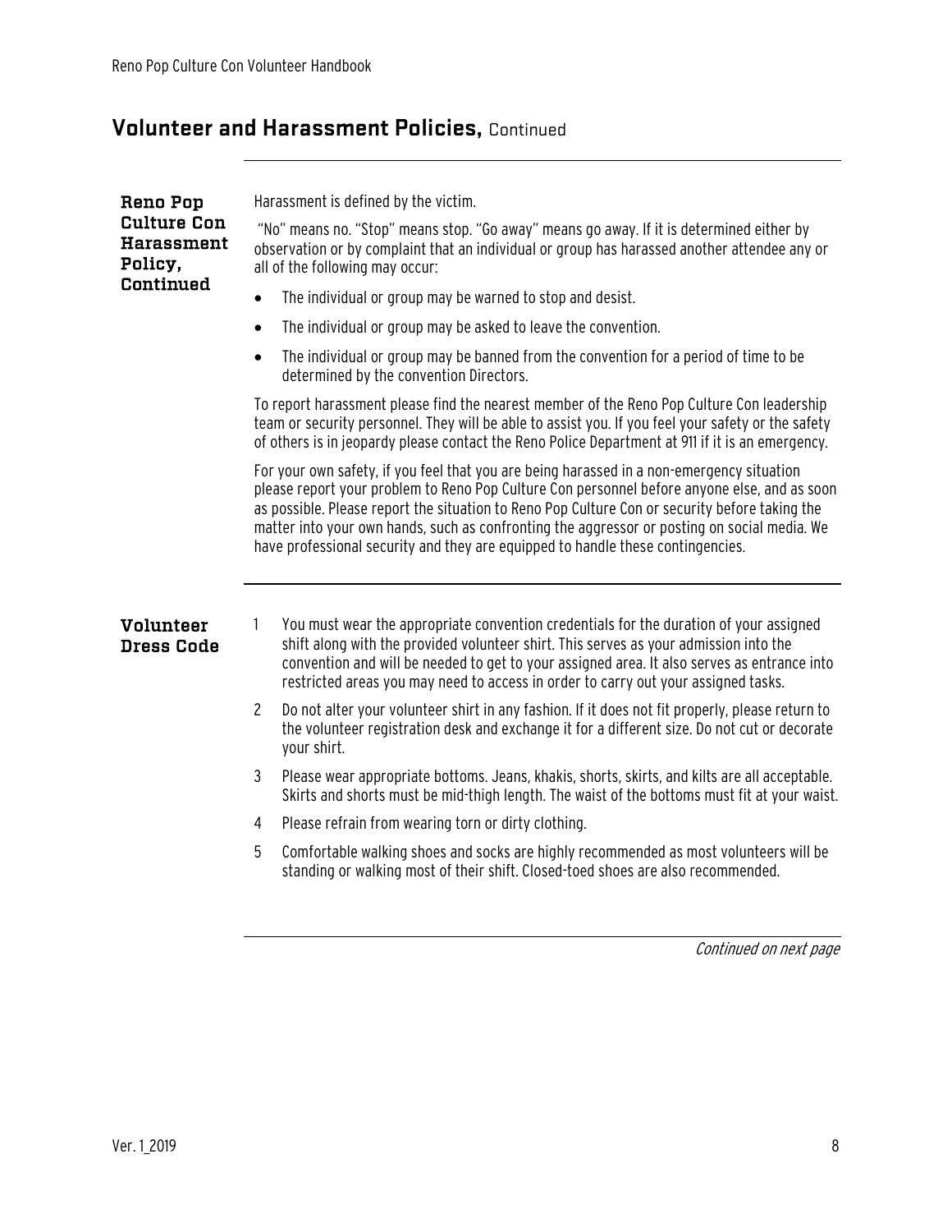## Volunteer and Harassment Policies, Continued

### Reno Pop Culture Con Harassment Policy, Continued

Harassment is defined by the victim.

"No" means no. "Stop" means stop. "Go away" means go away. If it is determined either by observation or by complaint that an individual or group has harassed another attendee any or all of the following may occur:

- The individual or group may be warned to stop and desist.
- The individual or group may be asked to leave the convention.
- The individual or group may be banned from the convention for a period of time to be determined by the convention Directors.

To report harassment please find the nearest member of the Reno Pop Culture Con leadership team or security personnel. They will be able to assist you. If you feel your safety or the safety of others is in jeopardy please contact the Reno Police Department at 911 if it is an emergency.

For your own safety, if you feel that you are being harassed in a non-emergency situation please report your problem to Reno Pop Culture Con personnel before anyone else, and as soon as possible. Please report the situation to Reno Pop Culture Con or security before taking the matter into your own hands, such as confronting the aggressor or posting on social media. We have professional security and they are equipped to handle these contingencies.

### Volunteer Dress Code

1. You must wear the appropriate convention credentials for the duration of your assigned shift along with the provided volunteer shirt. This serves as your admission into the convention and will be needed to get to your assigned area. It also serves as entrance into restricted areas you may need to access in order to carry out your assigned tasks.
2. Do not alter your volunteer shirt in any fashion. If it does not fit properly, please return to the volunteer registration desk and exchange it for a different size. Do not cut or decorate your shirt.
3. Please wear appropriate bottoms. Jeans, khakis, shorts, skirts, and kilts are all acceptable. Skirts and shorts must be mid-thigh length. The waist of the bottoms must fit at your waist.
4. Please refrain from wearing torn or dirty clothing.
5. Comfortable walking shoes and socks are highly recommended as most volunteers will be standing or walking most of their shift. Closed-toed shoes are also recommended.

*Continued on next page*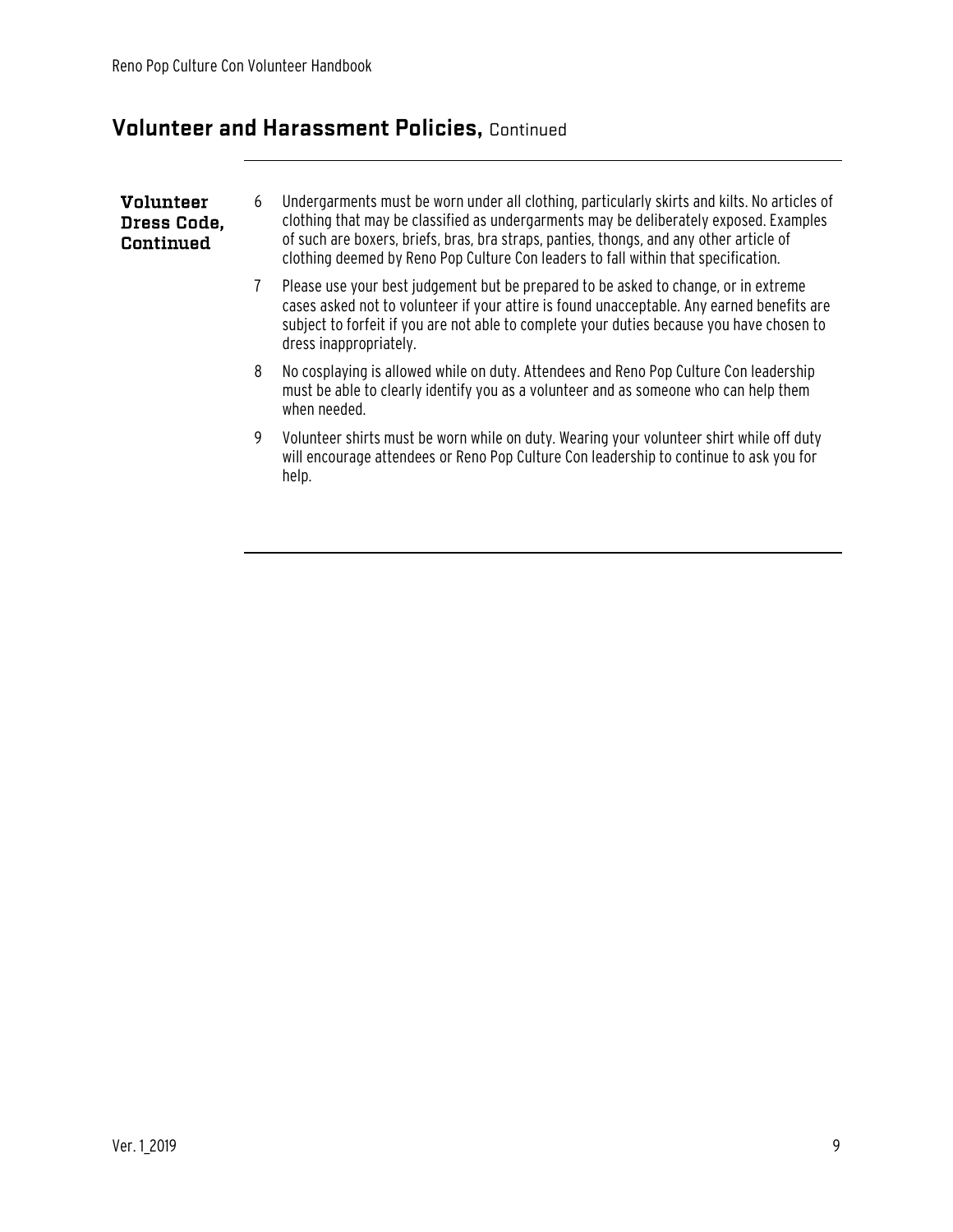## Volunteer and Harassment Policies, Continued

**Volunteer Dress Code, Continued**

6. Undergarments must be worn under all clothing, particularly skirts and kilts. No articles of clothing that may be classified as undergarments may be deliberately exposed. Examples of such are boxers, briefs, bras, bra straps, panties, thongs, and any other article of clothing deemed by Reno Pop Culture Con leaders to fall within that specification.
7. Please use your best judgement but be prepared to be asked to change, or in extreme cases asked not to volunteer if your attire is found unacceptable. Any earned benefits are subject to forfeit if you are not able to complete your duties because you have chosen to dress inappropriately.
8. No cosplaying is allowed while on duty. Attendees and Reno Pop Culture Con leadership must be able to clearly identify you as a volunteer and as someone who can help them when needed.
9. Volunteer shirts must be worn while on duty. Wearing your volunteer shirt while off duty will encourage attendees or Reno Pop Culture Con leadership to continue to ask you for help.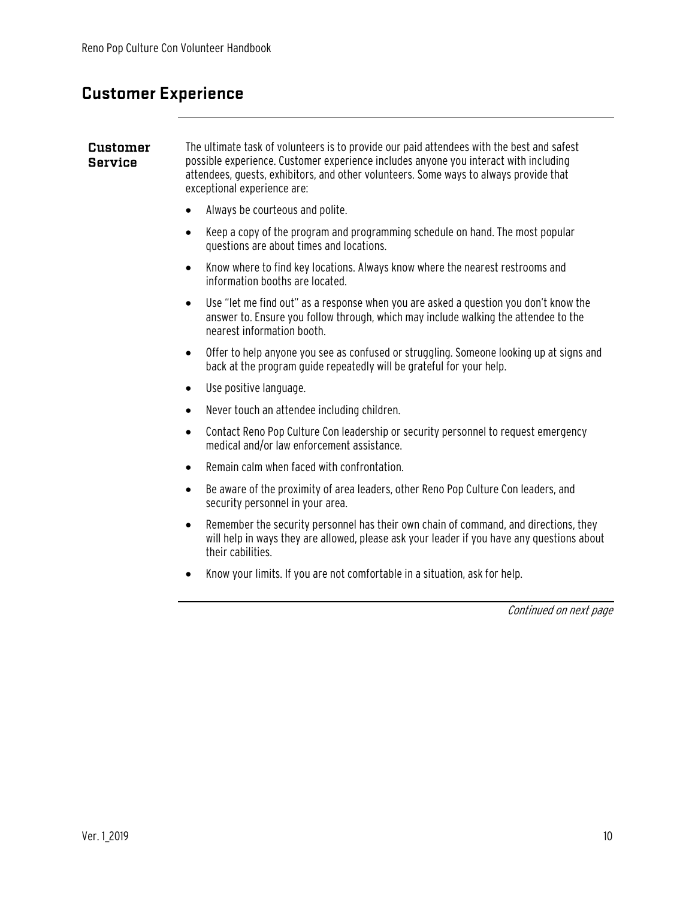# Customer Experience

## Customer Service

The ultimate task of volunteers is to provide our paid attendees with the best and safest possible experience. Customer experience includes anyone you interact with including attendees, guests, exhibitors, and other volunteers. Some ways to always provide that exceptional experience are:

- Always be courteous and polite.
- Keep a copy of the program and programming schedule on hand. The most popular questions are about times and locations.
- Know where to find key locations. Always know where the nearest restrooms and information booths are located.
- Use "let me find out" as a response when you are asked a question you don't know the answer to. Ensure you follow through, which may include walking the attendee to the nearest information booth.
- Offer to help anyone you see as confused or struggling. Someone looking up at signs and back at the program guide repeatedly will be grateful for your help.
- Use positive language.
- Never touch an attendee including children.
- Contact Reno Pop Culture Con leadership or security personnel to request emergency medical and/or law enforcement assistance.
- Remain calm when faced with confrontation.
- Be aware of the proximity of area leaders, other Reno Pop Culture Con leaders, and security personnel in your area.
- Remember the security personnel has their own chain of command, and directions, they will help in ways they are allowed, please ask your leader if you have any questions about their cabilities.
- Know your limits. If you are not comfortable in a situation, ask for help.

*Continued on next page*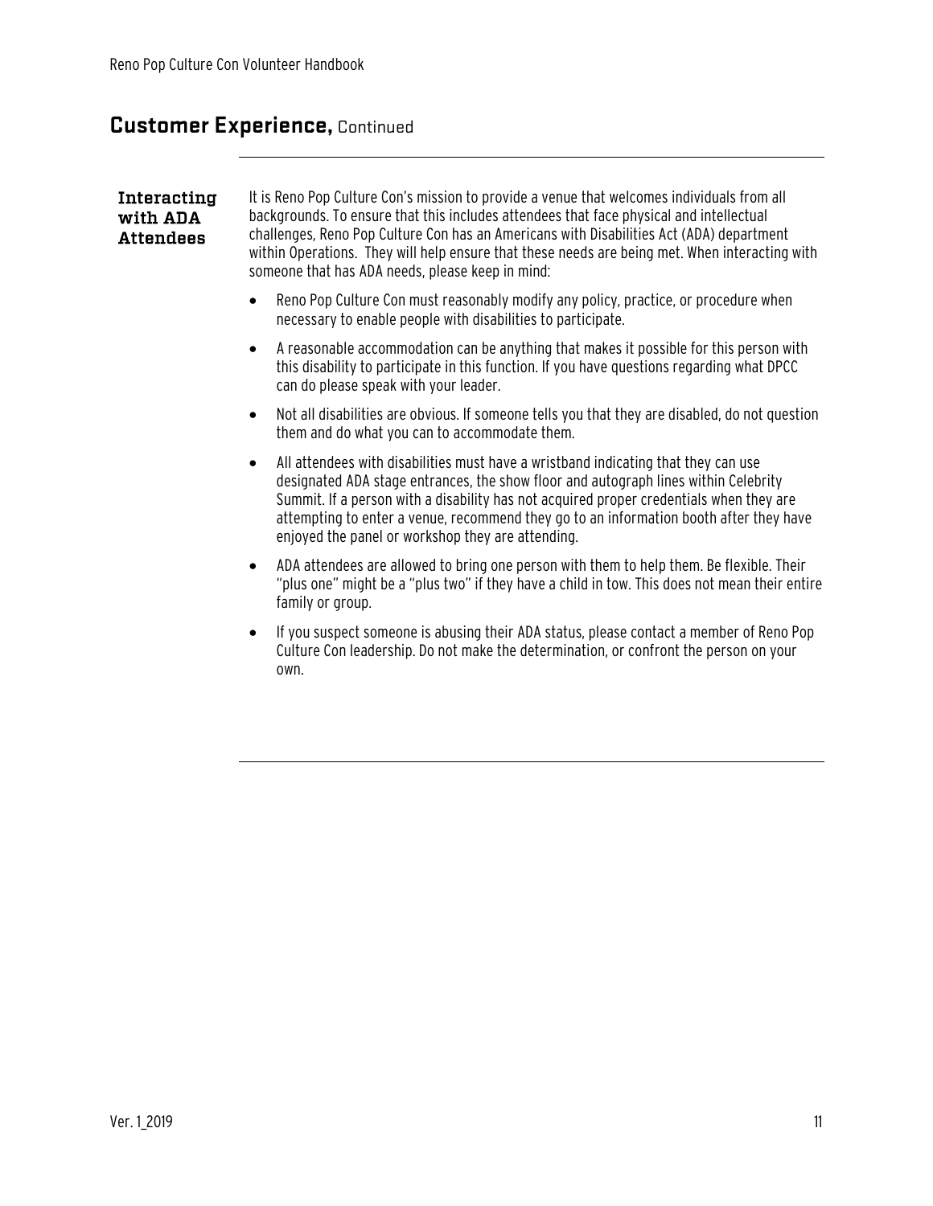## Customer Experience, Continued

### Interacting with ADA Attendees

It is Reno Pop Culture Con's mission to provide a venue that welcomes individuals from all backgrounds. To ensure that this includes attendees that face physical and intellectual challenges, Reno Pop Culture Con has an Americans with Disabilities Act (ADA) department within Operations. They will help ensure that these needs are being met. When interacting with someone that has ADA needs, please keep in mind:

- Reno Pop Culture Con must reasonably modify any policy, practice, or procedure when necessary to enable people with disabilities to participate.
- A reasonable accommodation can be anything that makes it possible for this person with this disability to participate in this function. If you have questions regarding what DPCC can do please speak with your leader.
- Not all disabilities are obvious. If someone tells you that they are disabled, do not question them and do what you can to accommodate them.
- All attendees with disabilities must have a wristband indicating that they can use designated ADA stage entrances, the show floor and autograph lines within Celebrity Summit. If a person with a disability has not acquired proper credentials when they are attempting to enter a venue, recommend they go to an information booth after they have enjoyed the panel or workshop they are attending.
- ADA attendees are allowed to bring one person with them to help them. Be flexible. Their "plus one" might be a "plus two" if they have a child in tow. This does not mean their entire family or group.
- If you suspect someone is abusing their ADA status, please contact a member of Reno Pop Culture Con leadership. Do not make the determination, or confront the person on your own.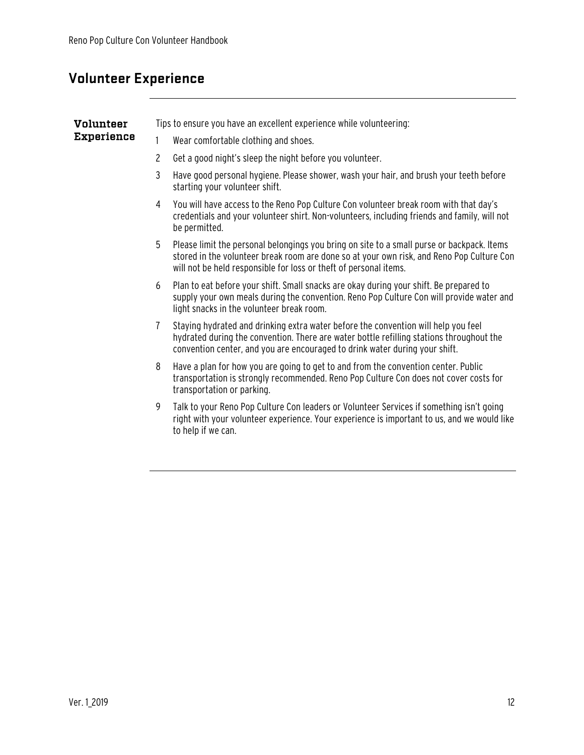## Volunteer Experience

**Volunteer Experience**

Tips to ensure you have an excellent experience while volunteering:

1. Wear comfortable clothing and shoes.
2. Get a good night's sleep the night before you volunteer.
3. Have good personal hygiene. Please shower, wash your hair, and brush your teeth before starting your volunteer shift.
4. You will have access to the Reno Pop Culture Con volunteer break room with that day's credentials and your volunteer shirt. Non-volunteers, including friends and family, will not be permitted.
5. Please limit the personal belongings you bring on site to a small purse or backpack. Items stored in the volunteer break room are done so at your own risk, and Reno Pop Culture Con will not be held responsible for loss or theft of personal items.
6. Plan to eat before your shift. Small snacks are okay during your shift. Be prepared to supply your own meals during the convention. Reno Pop Culture Con will provide water and light snacks in the volunteer break room.
7. Staying hydrated and drinking extra water before the convention will help you feel hydrated during the convention. There are water bottle refilling stations throughout the convention center, and you are encouraged to drink water during your shift.
8. Have a plan for how you are going to get to and from the convention center. Public transportation is strongly recommended. Reno Pop Culture Con does not cover costs for transportation or parking.
9. Talk to your Reno Pop Culture Con leaders or Volunteer Services if something isn't going right with your volunteer experience. Your experience is important to us, and we would like to help if we can.